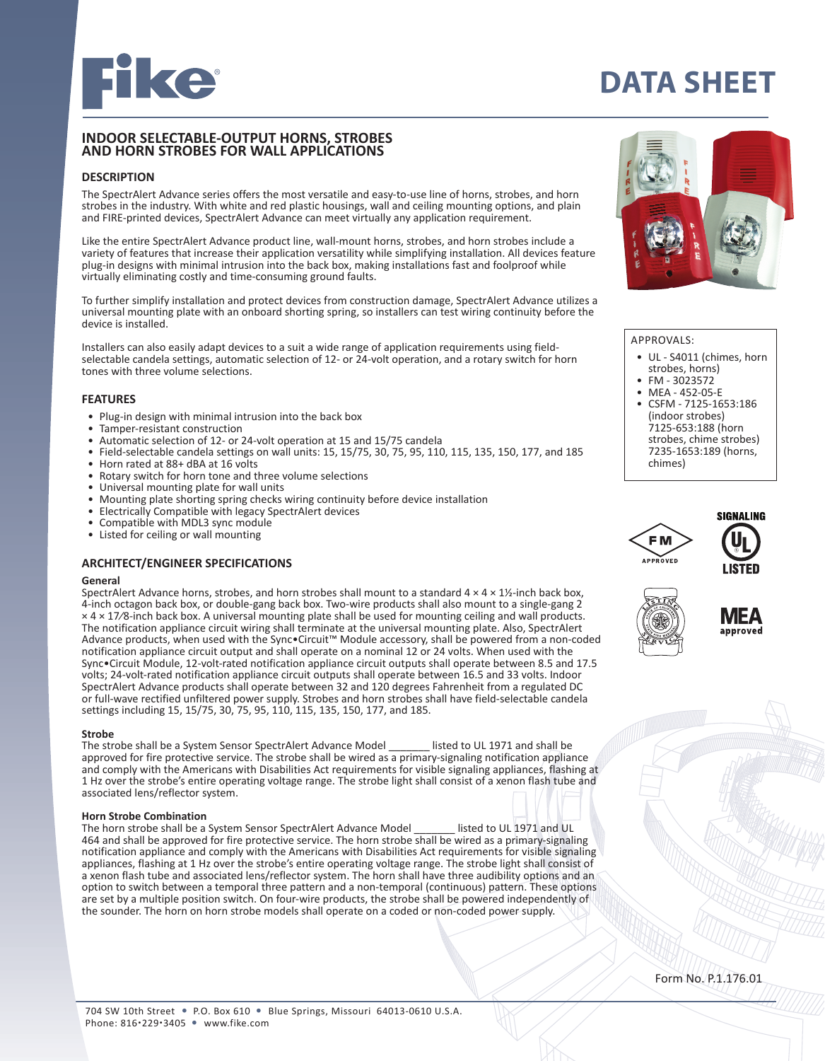# DATA SHEET

## INDOOR SELECTABLE-OUTPUT HORNS, STROBES AND HORN STROBES FOR WALL APPLICATIONS

### DESCRIPTION

The SpectrAlert Advance series offers the most versatile and easy-to-use line of horns, strobes, and horn strobes in the industry. With white and red plastic housings, wall and ceiling mounting options, and plain and FIRE-printed devices, SpectrAlert Advance can meet virtually any application requirement.

Like the entire SpectrAlert Advance product line, wall-mount horns, strobes, and horn strobes include a variety of features that increase their application versatility while simplifying installation. All devices feature plug-in designs with minimal intrusion into the back box, making installations fast and foolproof while virtually eliminating costly and time-consuming ground faults.

To further simplify installation and protect devices from construction damage, SpectrAlert Advance utilizes a universal mounting plate with an onboard shorting spring, so installers can test wiring continuity before the device is installed.

Installers can also easily adapt devices to a suit a wide range of application requirements using field-selectable candela settings, automatic selection of 12- or 24-volt operation, and a rotary switch for horn tones with three volume selections.

### FEATURES

- Plug-in design with minimal intrusion into the back box
- Tamper-resistant construction
- Automatic selection of 12- or 24-volt operation at 15 and 15/75 candela
- Field-selectable candela settings on wall units: 15, 15/75, 30, 75, 95, 110, 115, 135, 150, 177, and 185
- Horn rated at 88+ dBA at 16 volts
- Rotary switch for horn tone and three volume selections
- Universal mounting plate for wall units
- Mounting plate shorting spring checks wiring continuity before device installation
- Electrically Compatible with legacy SpectrAlert devices
- Compatible with MDL3 sync module
- Listed for ceiling or wall mounting

### ARCHITECT/ENGINEER SPECIFICATIONS

**General**

SpectrAlert Advance horns, strobes, and horn strobes shall mount to a standard 4 × 4 × 1½-inch back box, 4-inch octagon back box, or double-gang back box. Two-wire products shall also mount to a single-gang 2 × 4 × 17⁄8-inch back box. A universal mounting plate shall be used for mounting ceiling and wall products. The notification appliance circuit wiring shall terminate at the universal mounting plate. Also, SpectrAlert Advance products, when used with the Sync•Circuit™ Module accessory, shall be powered from a non-coded notification appliance circuit output and shall operate on a nominal 12 or 24 volts. When used with the Sync•Circuit Module, 12-volt-rated notification appliance circuit outputs shall operate between 8.5 and 17.5 volts; 24-volt-rated notification appliance circuit outputs shall operate between 16.5 and 33 volts. Indoor SpectrAlert Advance products shall operate between 32 and 120 degrees Fahrenheit from a regulated DC or full-wave rectified unfiltered power supply. Strobes and horn strobes shall have field-selectable candela settings including 15, 15/75, 30, 75, 95, 110, 115, 135, 150, 177, and 185.

**Strobe**

The strobe shall be a System Sensor SpectrAlert Advance Model _______ listed to UL 1971 and shall be approved for fire protective service. The strobe shall be wired as a primary-signaling notification appliance and comply with the Americans with Disabilities Act requirements for visible signaling appliances, flashing at 1 Hz over the strobe's entire operating voltage range. The strobe light shall consist of a xenon flash tube and associated lens/reflector system.

**Horn Strobe Combination**

The horn strobe shall be a System Sensor SpectrAlert Advance Model _______ listed to UL 1971 and UL 464 and shall be approved for fire protective service. The horn strobe shall be wired as a primary-signaling notification appliance and comply with the Americans with Disabilities Act requirements for visible signaling appliances, flashing at 1 Hz over the strobe's entire operating voltage range. The strobe light shall consist of a xenon flash tube and associated lens/reflector system. The horn shall have three audibility options and an option to switch between a temporal three pattern and a non-temporal (continuous) pattern. These options are set by a multiple position switch. On four-wire products, the strobe shall be powered independently of the sounder. The horn on horn strobe models shall operate on a coded or non-coded power supply.

APPROVALS:

- UL - S4011 (chimes, horn strobes, horns)
- FM - 3023572
- MEA - 452-05-E
- CSFM - 7125-1653:186 (indoor strobes) 7125-653:188 (horn strobes, chime strobes) 7235-1653:189 (horns, chimes)

Form No. P.1.176.01

704 SW 10th Street • P.O. Box 610 • Blue Springs, Missouri 64013-0610 U.S.A.
Phone: 816•229•3405 • www.fike.com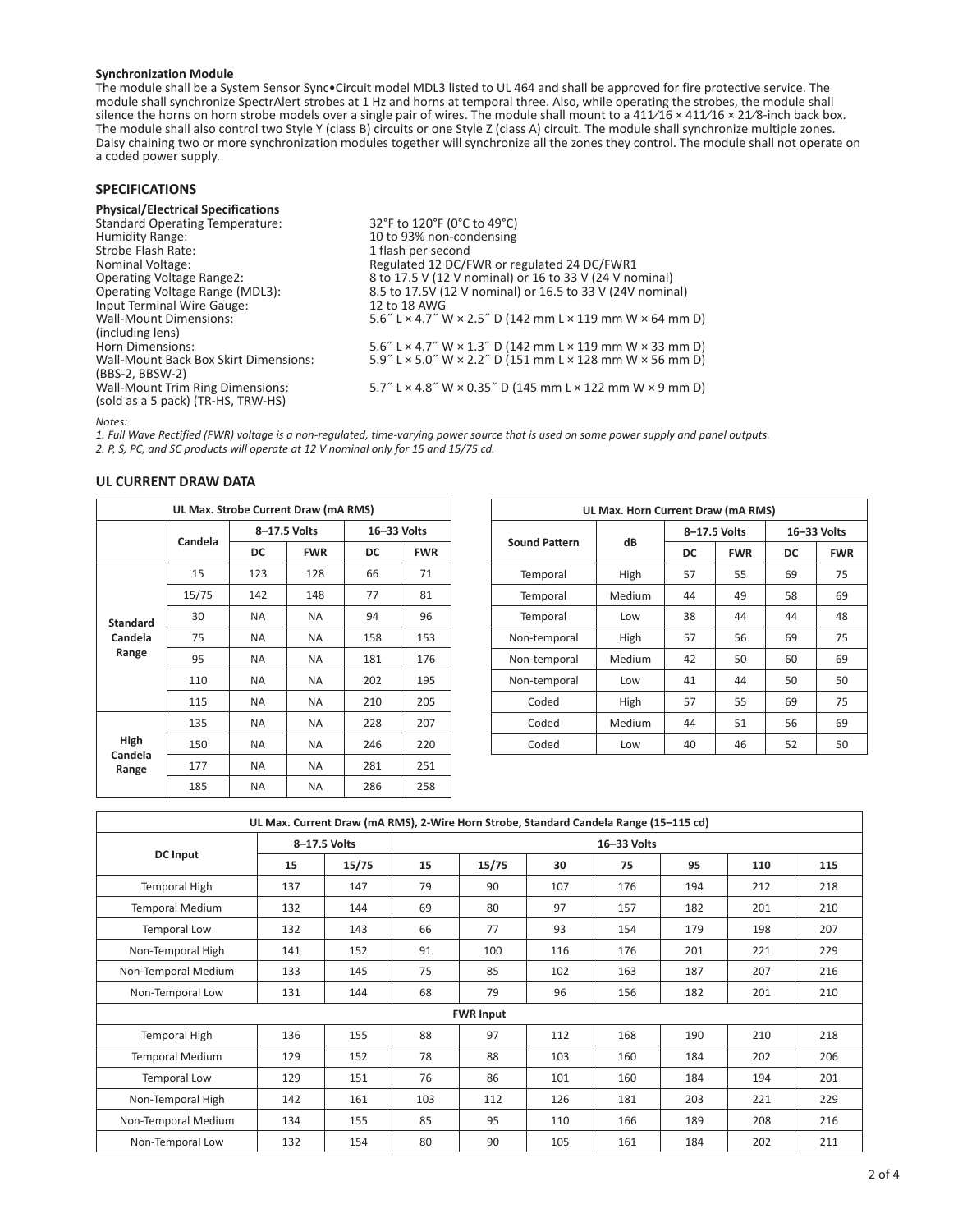**Synchronization Module**

The module shall be a System Sensor Sync•Circuit model MDL3 listed to UL 464 and shall be approved for fire protective service. The module shall synchronize SpectrAlert strobes at 1 Hz and horns at temporal three. Also, while operating the strobes, the module shall silence the horns on horn strobe models over a single pair of wires. The module shall mount to a 411⁄16 × 411⁄16 × 21⁄8-inch back box. The module shall also control two Style Y (class B) circuits or one Style Z (class A) circuit. The module shall synchronize multiple zones. Daisy chaining two or more synchronization modules together will synchronize all the zones they control. The module shall not operate on a coded power supply.

## SPECIFICATIONS

**Physical/Electrical Specifications**

| | |
|---|---|
| Standard Operating Temperature: | 32°F to 120°F (0°C to 49°C) |
| Humidity Range: | 10 to 93% non-condensing |
| Strobe Flash Rate: | 1 flash per second |
| Nominal Voltage: | Regulated 12 DC/FWR or regulated 24 DC/FWR1 |
| Operating Voltage Range2: | 8 to 17.5 V (12 V nominal) or 16 to 33 V (24 V nominal) |
| Operating Voltage Range (MDL3): | 8.5 to 17.5V (12 V nominal) or 16.5 to 33 V (24V nominal) |
| Input Terminal Wire Gauge: | 12 to 18 AWG |
| Wall-Mount Dimensions: (including lens) | 5.6″ L × 4.7″ W × 2.5″ D (142 mm L × 119 mm W × 64 mm D) |
| Horn Dimensions: | 5.6″ L × 4.7″ W × 1.3″ D (142 mm L × 119 mm W × 33 mm D) |
| Wall-Mount Back Box Skirt Dimensions: (BBS-2, BBSW-2) | 5.9″ L × 5.0″ W × 2.2″ D (151 mm L × 128 mm W × 56 mm D) |
| Wall-Mount Trim Ring Dimensions: (sold as a 5 pack) (TR-HS, TRW-HS) | 5.7″ L × 4.8″ W × 0.35″ D (145 mm L × 122 mm W × 9 mm D) |

*Notes:*

*1. Full Wave Rectified (FWR) voltage is a non-regulated, time-varying power source that is used on some power supply and panel outputs.*

*2. P, S, PC, and SC products will operate at 12 V nominal only for 15 and 15/75 cd.*

## UL CURRENT DRAW DATA

| UL Max. Strobe Current Draw (mA RMS) | | | | | |
|---|---|---|---|---|---|
| | Candela | 8–17.5 Volts | | 16–33 Volts | |
| | | DC | FWR | DC | FWR |
| Standard Candela Range | 15 | 123 | 128 | 66 | 71 |
| | 15/75 | 142 | 148 | 77 | 81 |
| | 30 | NA | NA | 94 | 96 |
| | 75 | NA | NA | 158 | 153 |
| | 95 | NA | NA | 181 | 176 |
| | 110 | NA | NA | 202 | 195 |
| | 115 | NA | NA | 210 | 205 |
| High Candela Range | 135 | NA | NA | 228 | 207 |
| | 150 | NA | NA | 246 | 220 |
| | 177 | NA | NA | 281 | 251 |
| | 185 | NA | NA | 286 | 258 |

| UL Max. Horn Current Draw (mA RMS) | | | | | |
|---|---|---|---|---|---|
| Sound Pattern | dB | 8–17.5 Volts | | 16–33 Volts | |
| | | DC | FWR | DC | FWR |
| Temporal | High | 57 | 55 | 69 | 75 |
| Temporal | Medium | 44 | 49 | 58 | 69 |
| Temporal | Low | 38 | 44 | 44 | 48 |
| Non-temporal | High | 57 | 56 | 69 | 75 |
| Non-temporal | Medium | 42 | 50 | 60 | 69 |
| Non-temporal | Low | 41 | 44 | 50 | 50 |
| Coded | High | 57 | 55 | 69 | 75 |
| Coded | Medium | 44 | 51 | 56 | 69 |
| Coded | Low | 40 | 46 | 52 | 50 |

| UL Max. Current Draw (mA RMS), 2-Wire Horn Strobe, Standard Candela Range (15–115 cd) | | | | | | | | | |
|---|---|---|---|---|---|---|---|---|---|
| DC Input | 8–17.5 Volts | | 16–33 Volts | | | | | | |
| | 15 | 15/75 | 15 | 15/75 | 30 | 75 | 95 | 110 | 115 |
| Temporal High | 137 | 147 | 79 | 90 | 107 | 176 | 194 | 212 | 218 |
| Temporal Medium | 132 | 144 | 69 | 80 | 97 | 157 | 182 | 201 | 210 |
| Temporal Low | 132 | 143 | 66 | 77 | 93 | 154 | 179 | 198 | 207 |
| Non-Temporal High | 141 | 152 | 91 | 100 | 116 | 176 | 201 | 221 | 229 |
| Non-Temporal Medium | 133 | 145 | 75 | 85 | 102 | 163 | 187 | 207 | 216 |
| Non-Temporal Low | 131 | 144 | 68 | 79 | 96 | 156 | 182 | 201 | 210 |
| **FWR Input** | | | | | | | | | |
| Temporal High | 136 | 155 | 88 | 97 | 112 | 168 | 190 | 210 | 218 |
| Temporal Medium | 129 | 152 | 78 | 88 | 103 | 160 | 184 | 202 | 206 |
| Temporal Low | 129 | 151 | 76 | 86 | 101 | 160 | 184 | 194 | 201 |
| Non-Temporal High | 142 | 161 | 103 | 112 | 126 | 181 | 203 | 221 | 229 |
| Non-Temporal Medium | 134 | 155 | 85 | 95 | 110 | 166 | 189 | 208 | 216 |
| Non-Temporal Low | 132 | 154 | 80 | 90 | 105 | 161 | 184 | 202 | 211 |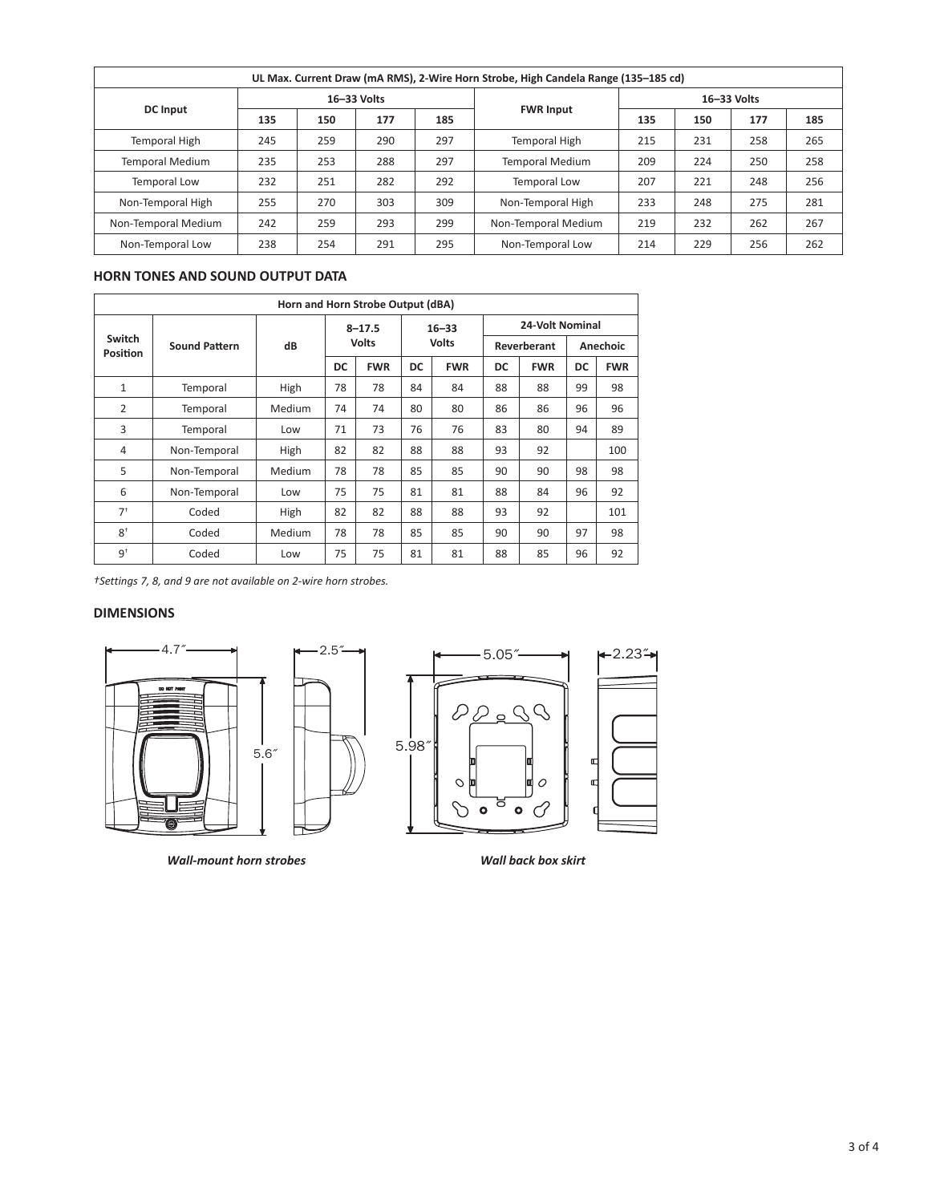| UL Max. Current Draw (mA RMS), 2-Wire Horn Strobe, High Candela Range (135–185 cd) | | | | | | | | | |
|---|---|---|---|---|---|---|---|---|---|
| DC Input | 16–33 Volts | | | | FWR Input | 16–33 Volts | | | |
| | 135 | 150 | 177 | 185 | | 135 | 150 | 177 | 185 |
| Temporal High | 245 | 259 | 290 | 297 | Temporal High | 215 | 231 | 258 | 265 |
| Temporal Medium | 235 | 253 | 288 | 297 | Temporal Medium | 209 | 224 | 250 | 258 |
| Temporal Low | 232 | 251 | 282 | 292 | Temporal Low | 207 | 221 | 248 | 256 |
| Non-Temporal High | 255 | 270 | 303 | 309 | Non-Temporal High | 233 | 248 | 275 | 281 |
| Non-Temporal Medium | 242 | 259 | 293 | 299 | Non-Temporal Medium | 219 | 232 | 262 | 267 |
| Non-Temporal Low | 238 | 254 | 291 | 295 | Non-Temporal Low | 214 | 229 | 256 | 262 |

## HORN TONES AND SOUND OUTPUT DATA

| Horn and Horn Strobe Output (dBA) | | | | | | | | | | |
|---|---|---|---|---|---|---|---|---|---|---|
| Switch Position | Sound Pattern | dB | 8–17.5 Volts | | 16–33 Volts | | 24-Volt Nominal | | | |
| | | | | | | | Reverberant | | Anechoic | |
| | | | DC | FWR | DC | FWR | DC | FWR | DC | FWR |
| 1 | Temporal | High | 78 | 78 | 84 | 84 | 88 | 88 | 99 | 98 |
| 2 | Temporal | Medium | 74 | 74 | 80 | 80 | 86 | 86 | 96 | 96 |
| 3 | Temporal | Low | 71 | 73 | 76 | 76 | 83 | 80 | 94 | 89 |
| 4 | Non-Temporal | High | 82 | 82 | 88 | 88 | 93 | 92 | | 100 |
| 5 | Non-Temporal | Medium | 78 | 78 | 85 | 85 | 90 | 90 | 98 | 98 |
| 6 | Non-Temporal | Low | 75 | 75 | 81 | 81 | 88 | 84 | 96 | 92 |
| 7† | Coded | High | 82 | 82 | 88 | 88 | 93 | 92 | | 101 |
| 8† | Coded | Medium | 78 | 78 | 85 | 85 | 90 | 90 | 97 | 98 |
| 9† | Coded | Low | 75 | 75 | 81 | 81 | 88 | 85 | 96 | 92 |

*†Settings 7, 8, and 9 are not available on 2-wire horn strobes.*

## DIMENSIONS

*Wall-mount horn strobes*

*Wall back box skirt*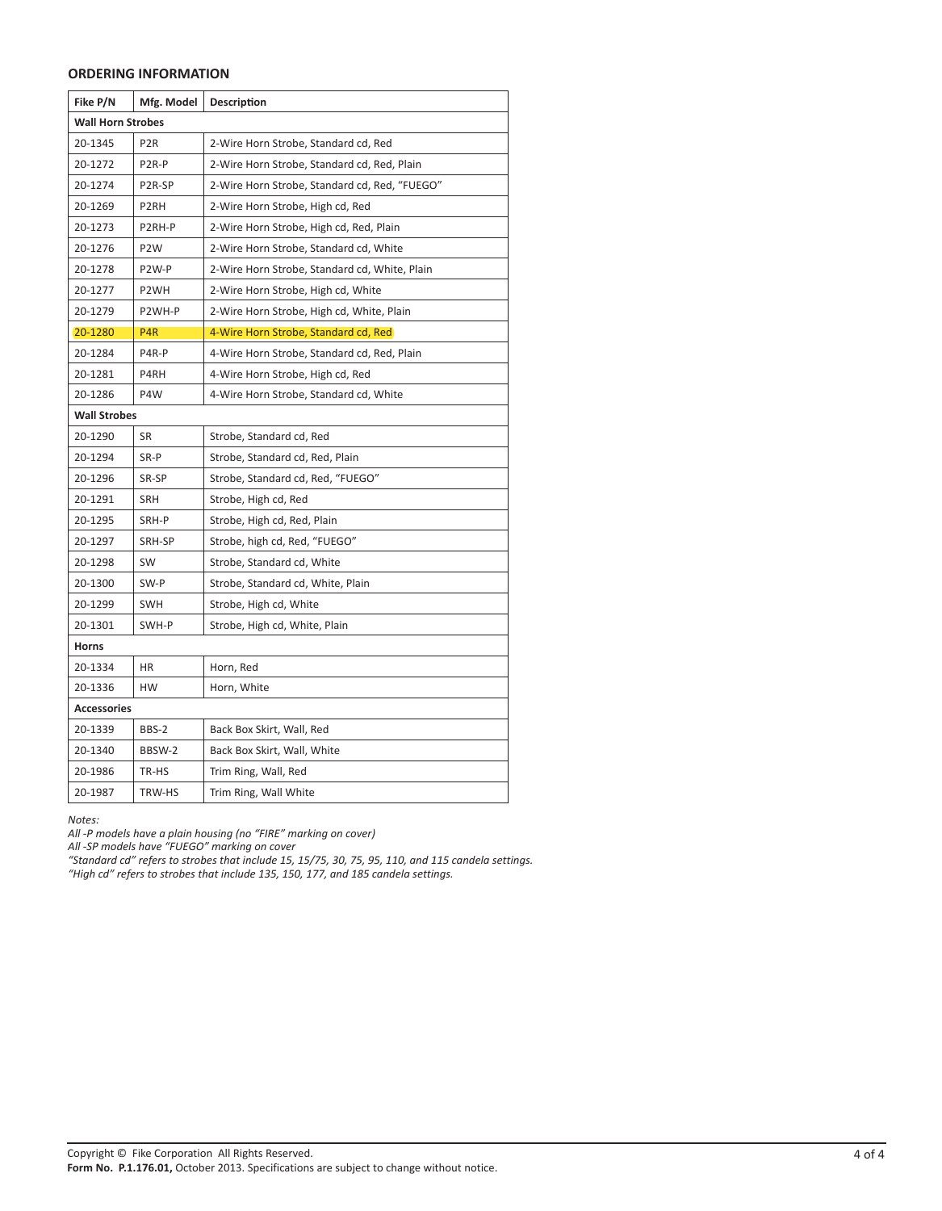**ORDERING INFORMATION**

| Fike P/N | Mfg. Model | Description |
|---|---|---|
| **Wall Horn Strobes** | | |
| 20-1345 | P2R | 2-Wire Horn Strobe, Standard cd, Red |
| 20-1272 | P2R-P | 2-Wire Horn Strobe, Standard cd, Red, Plain |
| 20-1274 | P2R-SP | 2-Wire Horn Strobe, Standard cd, Red, "FUEGO" |
| 20-1269 | P2RH | 2-Wire Horn Strobe, High cd, Red |
| 20-1273 | P2RH-P | 2-Wire Horn Strobe, High cd, Red, Plain |
| 20-1276 | P2W | 2-Wire Horn Strobe, Standard cd, White |
| 20-1278 | P2W-P | 2-Wire Horn Strobe, Standard cd, White, Plain |
| 20-1277 | P2WH | 2-Wire Horn Strobe, High cd, White |
| 20-1279 | P2WH-P | 2-Wire Horn Strobe, High cd, White, Plain |
| 20-1280 | P4R | 4-Wire Horn Strobe, Standard cd, Red |
| 20-1284 | P4R-P | 4-Wire Horn Strobe, Standard cd, Red, Plain |
| 20-1281 | P4RH | 4-Wire Horn Strobe, High cd, Red |
| 20-1286 | P4W | 4-Wire Horn Strobe, Standard cd, White |
| **Wall Strobes** | | |
| 20-1290 | SR | Strobe, Standard cd, Red |
| 20-1294 | SR-P | Strobe, Standard cd, Red, Plain |
| 20-1296 | SR-SP | Strobe, Standard cd, Red, "FUEGO" |
| 20-1291 | SRH | Strobe, High cd, Red |
| 20-1295 | SRH-P | Strobe, High cd, Red, Plain |
| 20-1297 | SRH-SP | Strobe, high cd, Red, "FUEGO" |
| 20-1298 | SW | Strobe, Standard cd, White |
| 20-1300 | SW-P | Strobe, Standard cd, White, Plain |
| 20-1299 | SWH | Strobe, High cd, White |
| 20-1301 | SWH-P | Strobe, High cd, White, Plain |
| **Horns** | | |
| 20-1334 | HR | Horn, Red |
| 20-1336 | HW | Horn, White |
| **Accessories** | | |
| 20-1339 | BBS-2 | Back Box Skirt, Wall, Red |
| 20-1340 | BBSW-2 | Back Box Skirt, Wall, White |
| 20-1986 | TR-HS | Trim Ring, Wall, Red |
| 20-1987 | TRW-HS | Trim Ring, Wall White |

*Notes:*
*All -P models have a plain housing (no "FIRE" marking on cover)*
*All -SP models have "FUEGO" marking on cover*
*"Standard cd" refers to strobes that include 15, 15/75, 30, 75, 95, 110, and 115 candela settings.*
*"High cd" refers to strobes that include 135, 150, 177, and 185 candela settings.*

Copyright © Fike Corporation All Rights Reserved.
**Form No. P.1.176.01,** October 2013. Specifications are subject to change without notice.